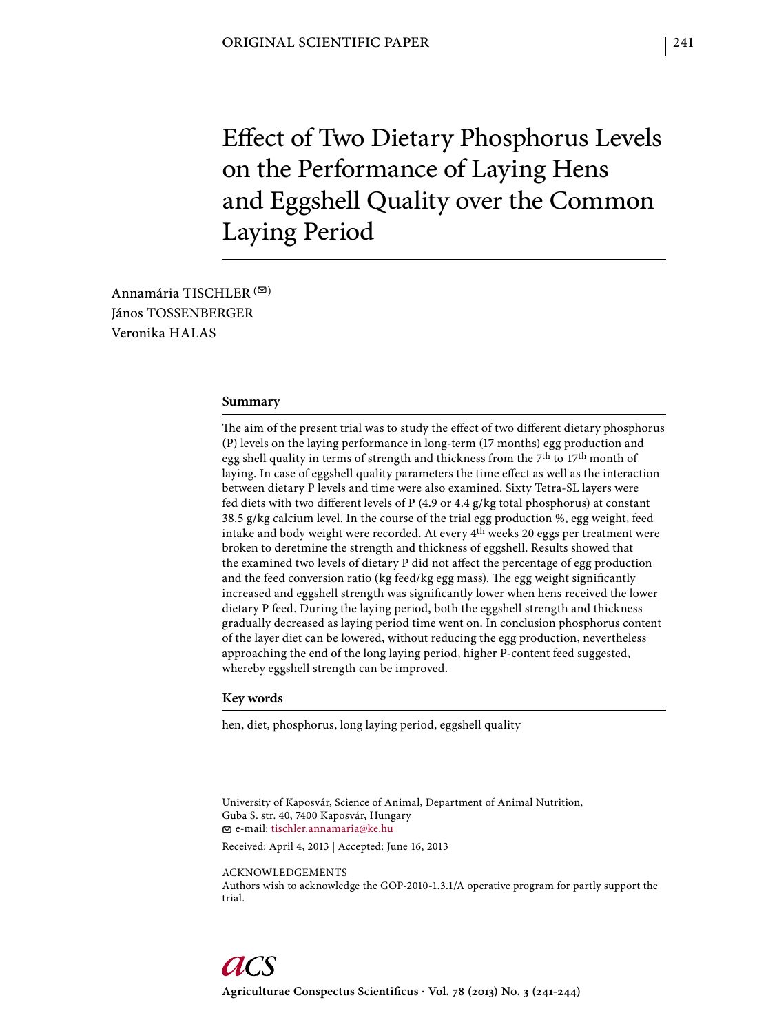ORIGINAL SCIENTIFIC PAPER

# Effect of Two Dietary Phosphorus Levels on the Performance of Laying Hens and Eggshell Quality over the Common Laying Period

Annamária TISCHLER (✉)
János TOSSENBERGER
Veronika HALAS

## Summary

The aim of the present trial was to study the effect of two different dietary phosphorus (P) levels on the laying performance in long-term (17 months) egg production and egg shell quality in terms of strength and thickness from the 7th to 17th month of laying. In case of eggshell quality parameters the time effect as well as the interaction between dietary P levels and time were also examined. Sixty Tetra-SL layers were fed diets with two different levels of P (4.9 or 4.4 g/kg total phosphorus) at constant 38.5 g/kg calcium level. In the course of the trial egg production %, egg weight, feed intake and body weight were recorded. At every 4th weeks 20 eggs per treatment were broken to deretmine the strength and thickness of eggshell. Results showed that the examined two levels of dietary P did not affect the percentage of egg production and the feed conversion ratio (kg feed/kg egg mass). The egg weight significantly increased and eggshell strength was significantly lower when hens received the lower dietary P feed. During the laying period, both the eggshell strength and thickness gradually decreased as laying period time went on. In conclusion phosphorus content of the layer diet can be lowered, without reducing the egg production, nevertheless approaching the end of the long laying period, higher P-content feed suggested, whereby eggshell strength can be improved.

## Key words

hen, diet, phosphorus, long laying period, eggshell quality

University of Kaposvár, Science of Animal, Department of Animal Nutrition,
Guba S. str. 40, 7400 Kaposvár, Hungary
✉ e-mail: tischler.annamaria@ke.hu

Received: April 4, 2013 | Accepted: June 16, 2013

ACKNOWLEDGEMENTS
Authors wish to acknowledge the GOP-2010-1.3.1/A operative program for partly support the trial.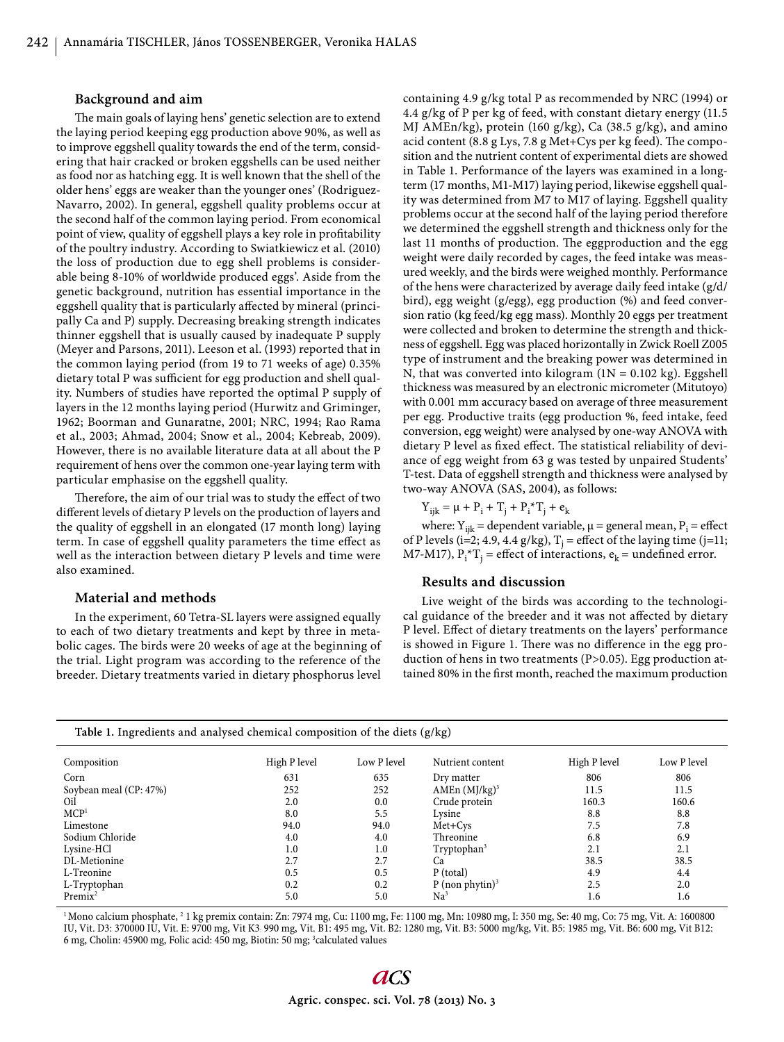### Background and aim

The main goals of laying hens' genetic selection are to extend the laying period keeping egg production above 90%, as well as to improve eggshell quality towards the end of the term, considering that hair cracked or broken eggshells can be used neither as food nor as hatching egg. It is well known that the shell of the older hens' eggs are weaker than the younger ones' (Rodriguez-Navarro, 2002). In general, eggshell quality problems occur at the second half of the common laying period. From economical point of view, quality of eggshell plays a key role in profitability of the poultry industry. According to Swiatkiewicz et al. (2010) the loss of production due to egg shell problems is considerable being 8-10% of worldwide produced eggs'. Aside from the genetic background, nutrition has essential importance in the eggshell quality that is particularly affected by mineral (principally Ca and P) supply. Decreasing breaking strength indicates thinner eggshell that is usually caused by inadequate P supply (Meyer and Parsons, 2011). Leeson et al. (1993) reported that in the common laying period (from 19 to 71 weeks of age) 0.35% dietary total P was sufficient for egg production and shell quality. Numbers of studies have reported the optimal P supply of layers in the 12 months laying period (Hurwitz and Griminger, 1962; Boorman and Gunaratne, 2001; NRC, 1994; Rao Rama et al., 2003; Ahmad, 2004; Snow et al., 2004; Kebreab, 2009). However, there is no available literature data at all about the P requirement of hens over the common one-year laying term with particular emphasise on the eggshell quality.

Therefore, the aim of our trial was to study the effect of two different levels of dietary P levels on the production of layers and the quality of eggshell in an elongated (17 month long) laying term. In case of eggshell quality parameters the time effect as well as the interaction between dietary P levels and time were also examined.

### Material and methods

In the experiment, 60 Tetra-SL layers were assigned equally to each of two dietary treatments and kept by three in metabolic cages. The birds were 20 weeks of age at the beginning of the trial. Light program was according to the reference of the breeder. Dietary treatments varied in dietary phosphorus level containing 4.9 g/kg total P as recommended by NRC (1994) or 4.4 g/kg of P per kg of feed, with constant dietary energy (11.5 MJ AMEn/kg), protein (160 g/kg), Ca (38.5 g/kg), and amino acid content (8.8 g Lys, 7.8 g Met+Cys per kg feed). The composition and the nutrient content of experimental diets are showed in Table 1. Performance of the layers was examined in a long-term (17 months, M1-M17) laying period, likewise eggshell quality was determined from M7 to M17 of laying. Eggshell quality problems occur at the second half of the laying period therefore we determined the eggshell strength and thickness only for the last 11 months of production. The eggproduction and the egg weight were daily recorded by cages, the feed intake was measured weekly, and the birds were weighed monthly. Performance of the hens were characterized by average daily feed intake (g/d/bird), egg weight (g/egg), egg production (%) and feed conversion ratio (kg feed/kg egg mass). Monthly 20 eggs per treatment were collected and broken to determine the strength and thickness of eggshell. Egg was placed horizontally in Zwick Roell Z005 type of instrument and the breaking power was determined in N, that was converted into kilogram (1N = 0.102 kg). Eggshell thickness was measured by an electronic micrometer (Mitutoyo) with 0.001 mm accuracy based on average of three measurement per egg. Productive traits (egg production %, feed intake, feed conversion, egg weight) were analysed by one-way ANOVA with dietary P level as fixed effect. The statistical reliability of deviance of egg weight from 63 g was tested by unpaired Students' T-test. Data of eggshell strength and thickness were analysed by two-way ANOVA (SAS, 2004), as follows:

$$Y_{ijk} = \mu + P_i + T_j + P_i{*}T_j + e_k$$

where: $Y_{ijk}$ = dependent variable, $\mu$ = general mean, $P_i$ = effect of P levels (i=2; 4.9, 4.4 g/kg), $T_j$ = effect of the laying time (j=11; M7-M17), $P_i{*}T_j$ = effect of interactions, $e_k$ = undefined error.

### Results and discussion

Live weight of the birds was according to the technological guidance of the breeder and it was not affected by dietary P level. Effect of dietary treatments on the layers' performance is showed in Figure 1. There was no difference in the egg production of hens in two treatments (P>0.05). Egg production attained 80% in the first month, reached the maximum production

**Table 1.** Ingredients and analysed chemical composition of the diets (g/kg)

| Composition | High P level | Low P level | Nutrient content | High P level | Low P level |
|---|---|---|---|---|---|
| Corn | 631 | 635 | Dry matter | 806 | 806 |
| Soybean meal (CP: 47%) | 252 | 252 | AMEn (MJ/kg)[3] | 11.5 | 11.5 |
| Oil | 2.0 | 0.0 | Crude protein | 160.3 | 160.6 |
| MCP[1] | 8.0 | 5.5 | Lysine | 8.8 | 8.8 |
| Limestone | 94.0 | 94.0 | Met+Cys | 7.5 | 7.8 |
| Sodium Chloride | 4.0 | 4.0 | Threonine | 6.8 | 6.9 |
| Lysine-HCl | 1.0 | 1.0 | Tryptophan[3] | 2.1 | 2.1 |
| DL-Metionine | 2.7 | 2.7 | Ca | 38.5 | 38.5 |
| L-Treonine | 0.5 | 0.5 | P (total) | 4.9 | 4.4 |
| L-Tryptophan | 0.2 | 0.2 | P (non phytin)[3] | 2.5 | 2.0 |
| Premix[2] | 5.0 | 5.0 | Na[3] | 1.6 | 1.6 |

[1] Mono calcium phosphate, [2] 1 kg premix contain: Zn: 7974 mg, Cu: 1100 mg, Fe: 1100 mg, Mn: 10980 mg, I: 350 mg, Se: 40 mg, Co: 75 mg, Vit. A: 1600800 IU, Vit. D3: 370000 IU, Vit. E: 9700 mg, Vit K3: 990 mg, Vit. B1: 495 mg, Vit. B2: 1280 mg, Vit. B3: 5000 mg/kg, Vit. B5: 1985 mg, Vit. B6: 600 mg, Vit B12: 6 mg, Cholin: 45900 mg, Folic acid: 450 mg, Biotin: 50 mg; [3] calculated values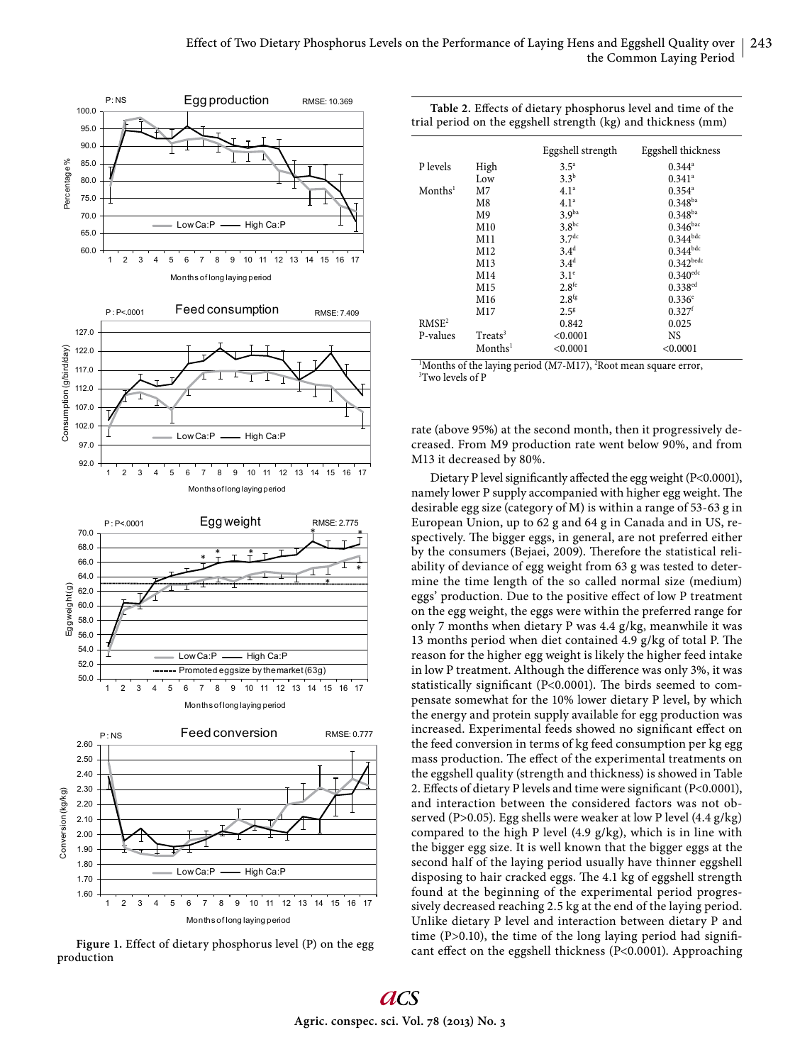**Figure 1.** Effect of dietary phosphorus level (P) on the egg production

**Table 2.** Effects of dietary phosphorus level and time of the trial period on the eggshell strength (kg) and thickness (mm)

| | | Eggshell strength | Eggshell thickness |
|---|---|---|---|
| P levels | High | 3.5[a] | 0.344[a] |
| | Low | 3.3[b] | 0.341[a] |
| Months[1] | M7 | 4.1[a] | 0.354[a] |
| | M8 | 4.1[a] | 0.348[ba] |
| | M9 | 3.9[ba] | 0.348[ba] |
| | M10 | 3.8[bc] | 0.346[bac] |
| | M11 | 3.7[dc] | 0.344[bdc] |
| | M12 | 3.4[d] | 0.344[bdc] |
| | M13 | 3.4[d] | 0.342[bedc] |
| | M14 | 3.1[e] | 0.340[edc] |
| | M15 | 2.8[fe] | 0.338[ed] |
| | M16 | 2.8[fg] | 0.336[e] |
| | M17 | 2.5[g] | 0.327[f] |
| RMSE[2] | | 0.842 | 0.025 |
| P-values | Treats[3] | <0.0001 | NS |
| | Months[1] | <0.0001 | <0.0001 |

[1]Months of the laying period (M7-M17), [2]Root mean square error, [3]Two levels of P

rate (above 95%) at the second month, then it progressively decreased. From M9 production rate went below 90%, and from M13 it decreased by 80%.

Dietary P level significantly affected the egg weight (P<0.0001), namely lower P supply accompanied with higher egg weight. The desirable egg size (category of M) is within a range of 53-63 g in European Union, up to 62 g and 64 g in Canada and in US, respectively. The bigger eggs, in general, are not preferred either by the consumers (Bejaei, 2009). Therefore the statistical reliability of deviance of egg weight from 63 g was tested to determine the time length of the so called normal size (medium) eggs' production. Due to the positive effect of low P treatment on the egg weight, the eggs were within the preferred range for only 7 months when dietary P was 4.4 g/kg, meanwhile it was 13 months period when diet contained 4.9 g/kg of total P. The reason for the higher egg weight is likely the higher feed intake in low P treatment. Although the difference was only 3%, it was statistically significant (P<0.0001). The birds seemed to compensate somewhat for the 10% lower dietary P level, by which the energy and protein supply available for egg production was increased. Experimental feeds showed no significant effect on the feed conversion in terms of kg feed consumption per kg egg mass production. The effect of the experimental treatments on the eggshell quality (strength and thickness) is showed in Table 2. Effects of dietary P levels and time were significant (P<0.0001), and interaction between the considered factors was not observed (P>0.05). Egg shells were weaker at low P level (4.4 g/kg) compared to the high P level (4.9 g/kg), which is in line with the bigger egg size. It is well known that the bigger eggs at the second half of the laying period usually have thinner eggshell disposing to hair cracked eggs. The 4.1 kg of eggshell strength found at the beginning of the experimental period progressively decreased reaching 2.5 kg at the end of the laying period. Unlike dietary P level and interaction between dietary P and time (P>0.10), the time of the long laying period had significant effect on the eggshell thickness (P<0.0001). Approaching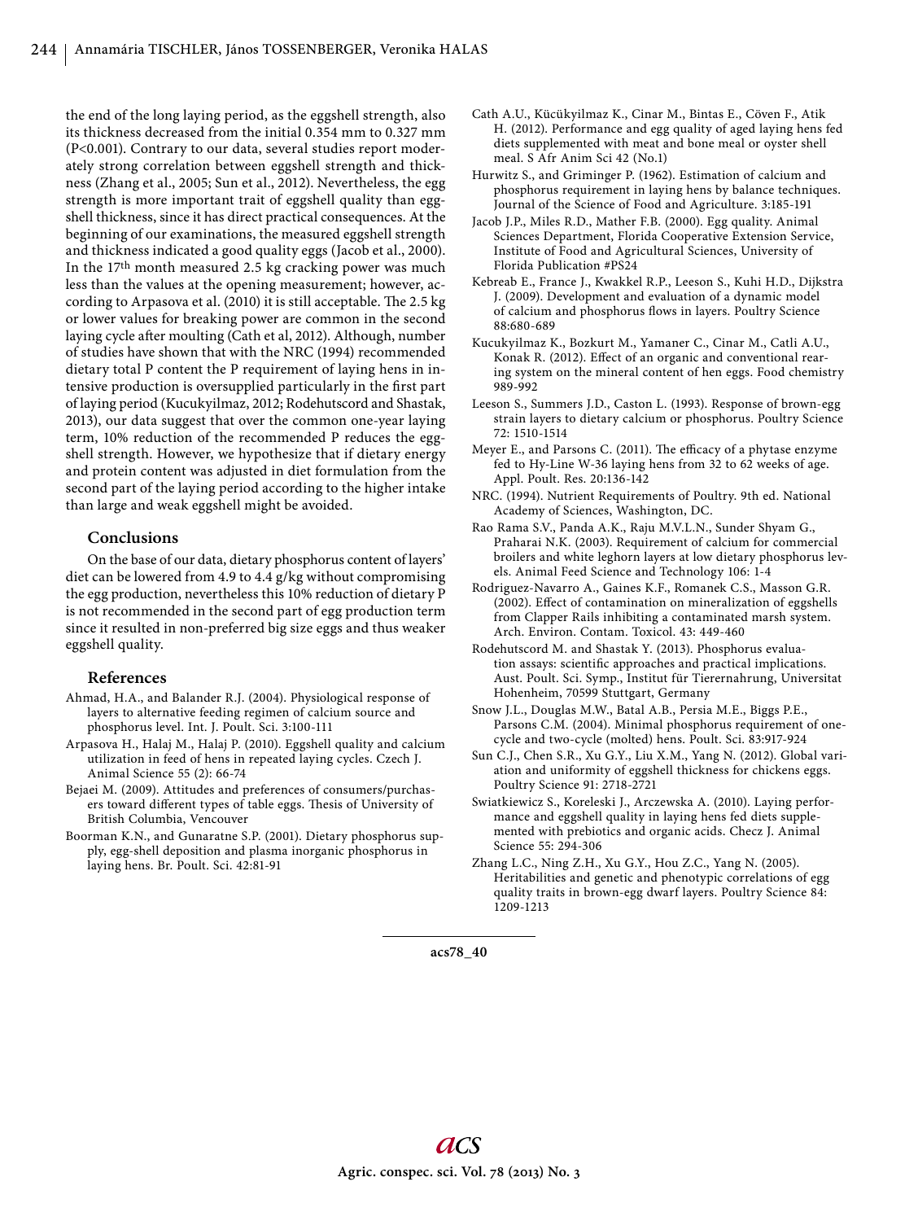the end of the long laying period, as the eggshell strength, also its thickness decreased from the initial 0.354 mm to 0.327 mm ($P<0.001$). Contrary to our data, several studies report moderately strong correlation between eggshell strength and thickness (Zhang et al., 2005; Sun et al., 2012). Nevertheless, the egg strength is more important trait of eggshell quality than eggshell thickness, since it has direct practical consequences. At the beginning of our examinations, the measured eggshell strength and thickness indicated a good quality eggs (Jacob et al., 2000). In the 17$^{th}$ month measured 2.5 kg cracking power was much less than the values at the opening measurement; however, according to Arpasova et al. (2010) it is still acceptable. The 2.5 kg or lower values for breaking power are common in the second laying cycle after moulting (Cath et al, 2012). Although, number of studies have shown that with the NRC (1994) recommended dietary total P content the P requirement of laying hens in intensive production is oversupplied particularly in the first part of laying period (Kucukyilmaz, 2012; Rodehutscord and Shastak, 2013), our data suggest that over the common one-year laying term, 10% reduction of the recommended P reduces the eggshell strength. However, we hypothesize that if dietary energy and protein content was adjusted in diet formulation from the second part of the laying period according to the higher intake than large and weak eggshell might be avoided.

## Conclusions

On the base of our data, dietary phosphorus content of layers' diet can be lowered from 4.9 to 4.4 g/kg without compromising the egg production, nevertheless this 10% reduction of dietary P is not recommended in the second part of egg production term since it resulted in non-preferred big size eggs and thus weaker eggshell quality.

## References

Ahmad, H.A., and Balander R.J. (2004). Physiological response of layers to alternative feeding regimen of calcium source and phosphorus level. Int. J. Poult. Sci. 3:100-111

Arpasova H., Halaj M., Halaj P. (2010). Eggshell quality and calcium utilization in feed of hens in repeated laying cycles. Czech J. Animal Science 55 (2): 66-74

Bejaei M. (2009). Attitudes and preferences of consumers/purchasers toward different types of table eggs. Thesis of University of British Columbia, Vencouver

Boorman K.N., and Gunaratne S.P. (2001). Dietary phosphorus supply, egg-shell deposition and plasma inorganic phosphorus in laying hens. Br. Poult. Sci. 42:81-91

Cath A.U., Kücükyilmaz K., Cinar M., Bintas E., Cöven F., Atik H. (2012). Performance and egg quality of aged laying hens fed diets supplemented with meat and bone meal or oyster shell meal. S Afr Anim Sci 42 (No.1)

Hurwitz S., and Griminger P. (1962). Estimation of calcium and phosphorus requirement in laying hens by balance techniques. Journal of the Science of Food and Agriculture. 3:185-191

Jacob J.P., Miles R.D., Mather F.B. (2000). Egg quality. Animal Sciences Department, Florida Cooperative Extension Service, Institute of Food and Agricultural Sciences, University of Florida Publication #PS24

Kebreab E., France J., Kwakkel R.P., Leeson S., Kuhi H.D., Dijkstra J. (2009). Development and evaluation of a dynamic model of calcium and phosphorus flows in layers. Poultry Science 88:680-689

Kucukyilmaz K., Bozkurt M., Yamaner C., Cinar M., Catli A.U., Konak R. (2012). Effect of an organic and conventional rearing system on the mineral content of hen eggs. Food chemistry 989-992

Leeson S., Summers J.D., Caston L. (1993). Response of brown-egg strain layers to dietary calcium or phosphorus. Poultry Science 72: 1510-1514

Meyer E., and Parsons C. (2011). The efficacy of a phytase enzyme fed to Hy-Line W-36 laying hens from 32 to 62 weeks of age. Appl. Poult. Res. 20:136-142

NRC. (1994). Nutrient Requirements of Poultry. 9th ed. National Academy of Sciences, Washington, DC.

Rao Rama S.V., Panda A.K., Raju M.V.L.N., Sunder Shyam G., Praharai N.K. (2003). Requirement of calcium for commercial broilers and white leghorn layers at low dietary phosphorus levels. Animal Feed Science and Technology 106: 1-4

Rodriguez-Navarro A., Gaines K.F., Romanek C.S., Masson G.R. (2002). Effect of contamination on mineralization of eggshells from Clapper Rails inhibiting a contaminated marsh system. Arch. Environ. Contam. Toxicol. 43: 449-460

Rodehutscord M. and Shastak Y. (2013). Phosphorus evaluation assays: scientific approaches and practical implications. Aust. Poult. Sci. Symp., Institut für Tierernahrung, Universitat Hohenheim, 70599 Stuttgart, Germany

Snow J.L., Douglas M.W., Batal A.B., Persia M.E., Biggs P.E., Parsons C.M. (2004). Minimal phosphorus requirement of one-cycle and two-cycle (molted) hens. Poult. Sci. 83:917-924

Sun C.J., Chen S.R., Xu G.Y., Liu X.M., Yang N. (2012). Global variation and uniformity of eggshell thickness for chickens eggs. Poultry Science 91: 2718-2721

Swiatkiewicz S., Koreleski J., Arczewska A. (2010). Laying performance and eggshell quality in laying hens fed diets supplemented with prebiotics and organic acids. Checz J. Animal Science 55: 294-306

Zhang L.C., Ning Z.H., Xu G.Y., Hou Z.C., Yang N. (2005). Heritabilities and genetic and phenotypic correlations of egg quality traits in brown-egg dwarf layers. Poultry Science 84: 1209-1213

acs78_40